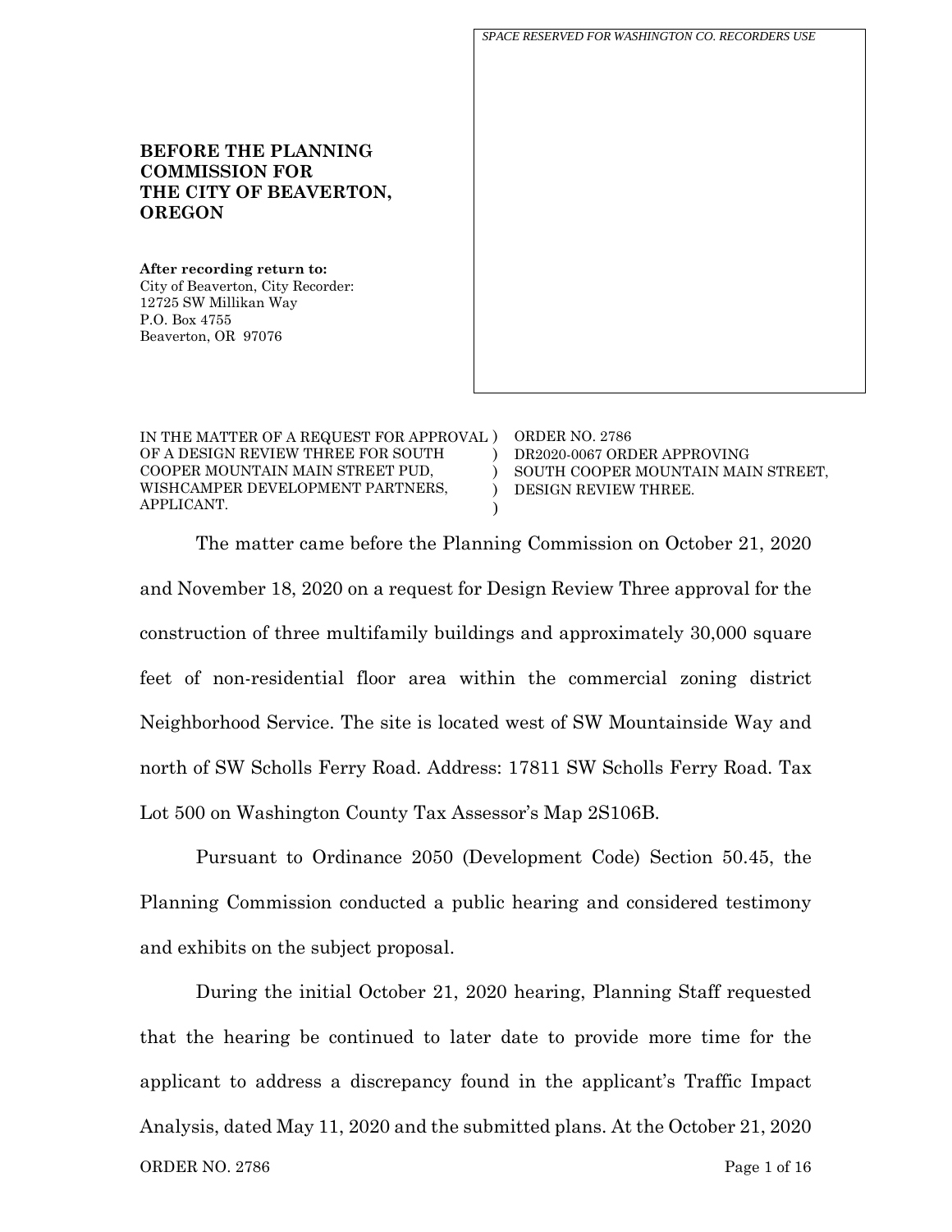*SPACE RESERVED FOR WASHINGTON CO. RECORDERS USE*

**BEFORE THE PLANNING COMMISSION FOR THE CITY OF BEAVERTON, OREGON**

**After recording return to:**
City of Beaverton, City Recorder:
12725 SW Millikan Way
P.O. Box 4755
Beaverton, OR 97076

| | |
|---|---|
| IN THE MATTER OF A REQUEST FOR APPROVAL OF A DESIGN REVIEW THREE FOR SOUTH COOPER MOUNTAIN MAIN STREET PUD, WISHCAMPER DEVELOPMENT PARTNERS, APPLICANT. | ORDER NO. 2786<br>DR2020-0067 ORDER APPROVING SOUTH COOPER MOUNTAIN MAIN STREET, DESIGN REVIEW THREE. |

The matter came before the Planning Commission on October 21, 2020 and November 18, 2020 on a request for Design Review Three approval for the construction of three multifamily buildings and approximately 30,000 square feet of non-residential floor area within the commercial zoning district Neighborhood Service. The site is located west of SW Mountainside Way and north of SW Scholls Ferry Road. Address: 17811 SW Scholls Ferry Road. Tax Lot 500 on Washington County Tax Assessor's Map 2S106B.

Pursuant to Ordinance 2050 (Development Code) Section 50.45, the Planning Commission conducted a public hearing and considered testimony and exhibits on the subject proposal.

During the initial October 21, 2020 hearing, Planning Staff requested that the hearing be continued to later date to provide more time for the applicant to address a discrepancy found in the applicant's Traffic Impact Analysis, dated May 11, 2020 and the submitted plans. At the October 21, 2020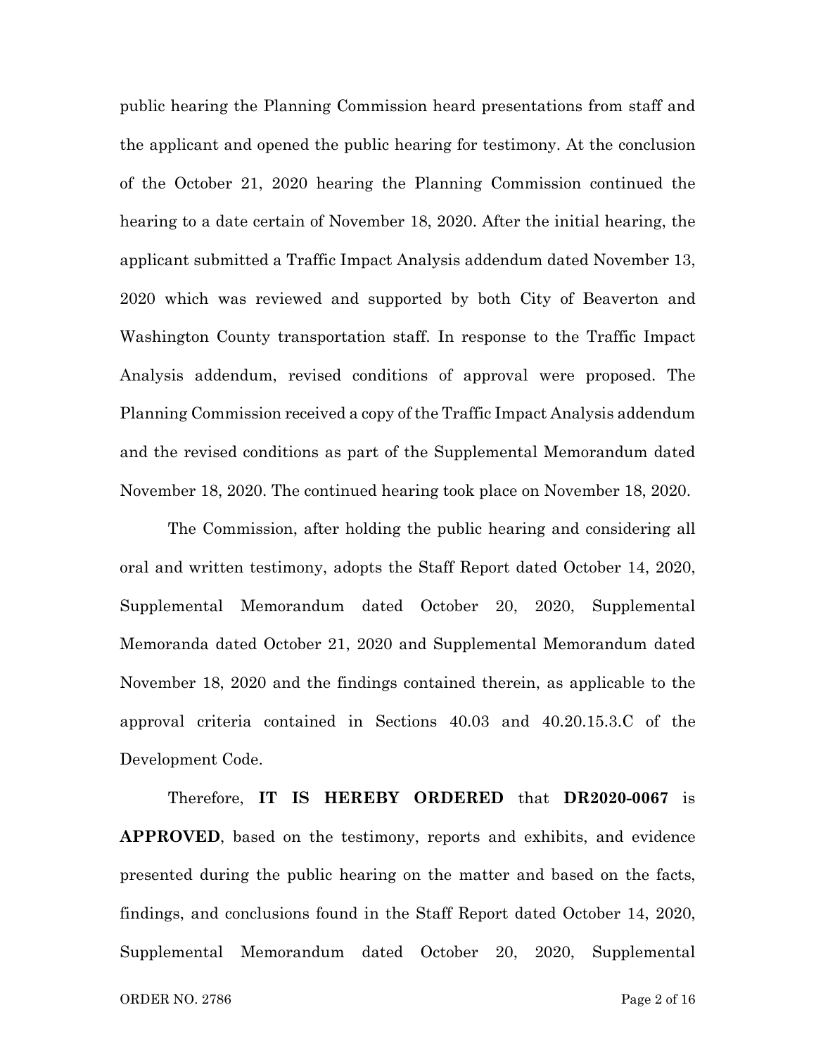public hearing the Planning Commission heard presentations from staff and the applicant and opened the public hearing for testimony. At the conclusion of the October 21, 2020 hearing the Planning Commission continued the hearing to a date certain of November 18, 2020. After the initial hearing, the applicant submitted a Traffic Impact Analysis addendum dated November 13, 2020 which was reviewed and supported by both City of Beaverton and Washington County transportation staff. In response to the Traffic Impact Analysis addendum, revised conditions of approval were proposed. The Planning Commission received a copy of the Traffic Impact Analysis addendum and the revised conditions as part of the Supplemental Memorandum dated November 18, 2020. The continued hearing took place on November 18, 2020.

The Commission, after holding the public hearing and considering all oral and written testimony, adopts the Staff Report dated October 14, 2020, Supplemental Memorandum dated October 20, 2020, Supplemental Memoranda dated October 21, 2020 and Supplemental Memorandum dated November 18, 2020 and the findings contained therein, as applicable to the approval criteria contained in Sections 40.03 and 40.20.15.3.C of the Development Code.

Therefore, **IT IS HEREBY ORDERED** that **DR2020-0067** is **APPROVED**, based on the testimony, reports and exhibits, and evidence presented during the public hearing on the matter and based on the facts, findings, and conclusions found in the Staff Report dated October 14, 2020, Supplemental Memorandum dated October 20, 2020, Supplemental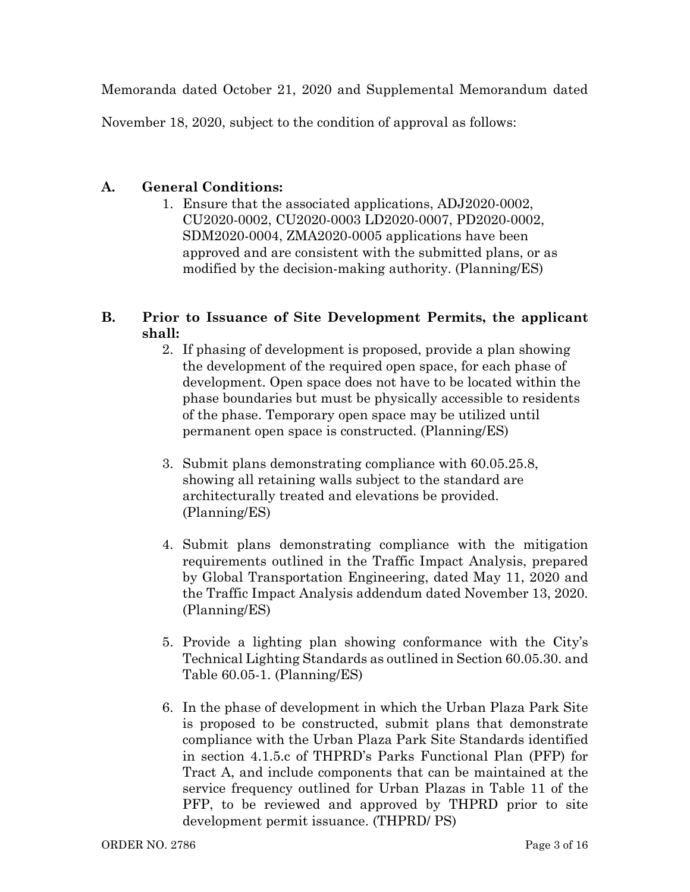Memoranda dated October 21, 2020 and Supplemental Memorandum dated November 18, 2020, subject to the condition of approval as follows:

**A. General Conditions:**

1. Ensure that the associated applications, ADJ2020-0002, CU2020-0002, CU2020-0003 LD2020-0007, PD2020-0002, SDM2020-0004, ZMA2020-0005 applications have been approved and are consistent with the submitted plans, or as modified by the decision-making authority. (Planning/ES)

**B. Prior to Issuance of Site Development Permits, the applicant shall:**

2. If phasing of development is proposed, provide a plan showing the development of the required open space, for each phase of development. Open space does not have to be located within the phase boundaries but must be physically accessible to residents of the phase. Temporary open space may be utilized until permanent open space is constructed. (Planning/ES)

3. Submit plans demonstrating compliance with 60.05.25.8, showing all retaining walls subject to the standard are architecturally treated and elevations be provided. (Planning/ES)

4. Submit plans demonstrating compliance with the mitigation requirements outlined in the Traffic Impact Analysis, prepared by Global Transportation Engineering, dated May 11, 2020 and the Traffic Impact Analysis addendum dated November 13, 2020. (Planning/ES)

5. Provide a lighting plan showing conformance with the City's Technical Lighting Standards as outlined in Section 60.05.30. and Table 60.05-1. (Planning/ES)

6. In the phase of development in which the Urban Plaza Park Site is proposed to be constructed, submit plans that demonstrate compliance with the Urban Plaza Park Site Standards identified in section 4.1.5.c of THPRD's Parks Functional Plan (PFP) for Tract A, and include components that can be maintained at the service frequency outlined for Urban Plazas in Table 11 of the PFP, to be reviewed and approved by THPRD prior to site development permit issuance. (THPRD/ PS)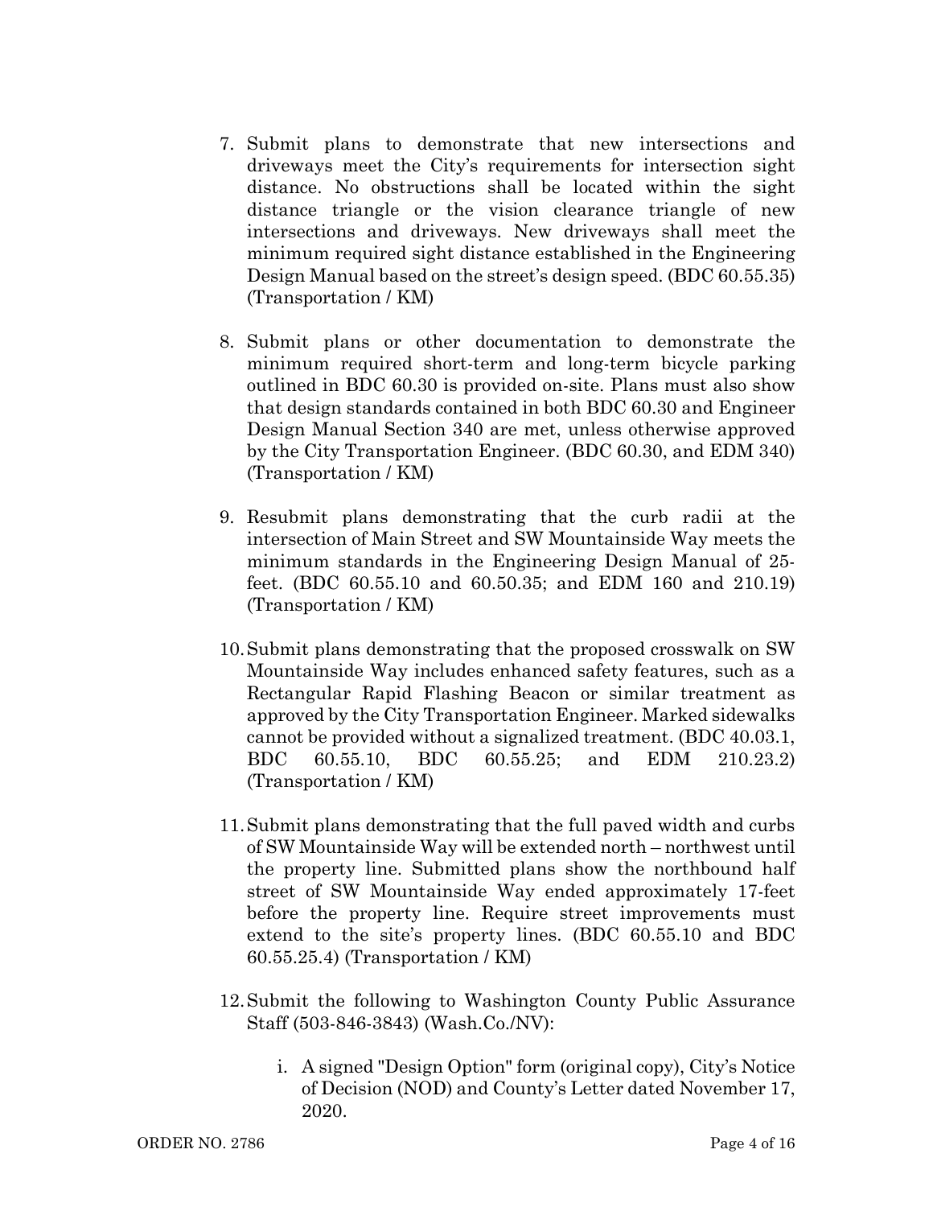7. Submit plans to demonstrate that new intersections and driveways meet the City's requirements for intersection sight distance. No obstructions shall be located within the sight distance triangle or the vision clearance triangle of new intersections and driveways. New driveways shall meet the minimum required sight distance established in the Engineering Design Manual based on the street's design speed. (BDC 60.55.35) (Transportation / KM)

8. Submit plans or other documentation to demonstrate the minimum required short-term and long-term bicycle parking outlined in BDC 60.30 is provided on-site. Plans must also show that design standards contained in both BDC 60.30 and Engineer Design Manual Section 340 are met, unless otherwise approved by the City Transportation Engineer. (BDC 60.30, and EDM 340) (Transportation / KM)

9. Resubmit plans demonstrating that the curb radii at the intersection of Main Street and SW Mountainside Way meets the minimum standards in the Engineering Design Manual of 25-feet. (BDC 60.55.10 and 60.50.35; and EDM 160 and 210.19) (Transportation / KM)

10. Submit plans demonstrating that the proposed crosswalk on SW Mountainside Way includes enhanced safety features, such as a Rectangular Rapid Flashing Beacon or similar treatment as approved by the City Transportation Engineer. Marked sidewalks cannot be provided without a signalized treatment. (BDC 40.03.1, BDC 60.55.10, BDC 60.55.25; and EDM 210.23.2) (Transportation / KM)

11. Submit plans demonstrating that the full paved width and curbs of SW Mountainside Way will be extended north – northwest until the property line. Submitted plans show the northbound half street of SW Mountainside Way ended approximately 17-feet before the property line. Require street improvements must extend to the site's property lines. (BDC 60.55.10 and BDC 60.55.25.4) (Transportation / KM)

12. Submit the following to Washington County Public Assurance Staff (503-846-3843) (Wash.Co./NV):

    i. A signed "Design Option" form (original copy), City's Notice of Decision (NOD) and County's Letter dated November 17, 2020.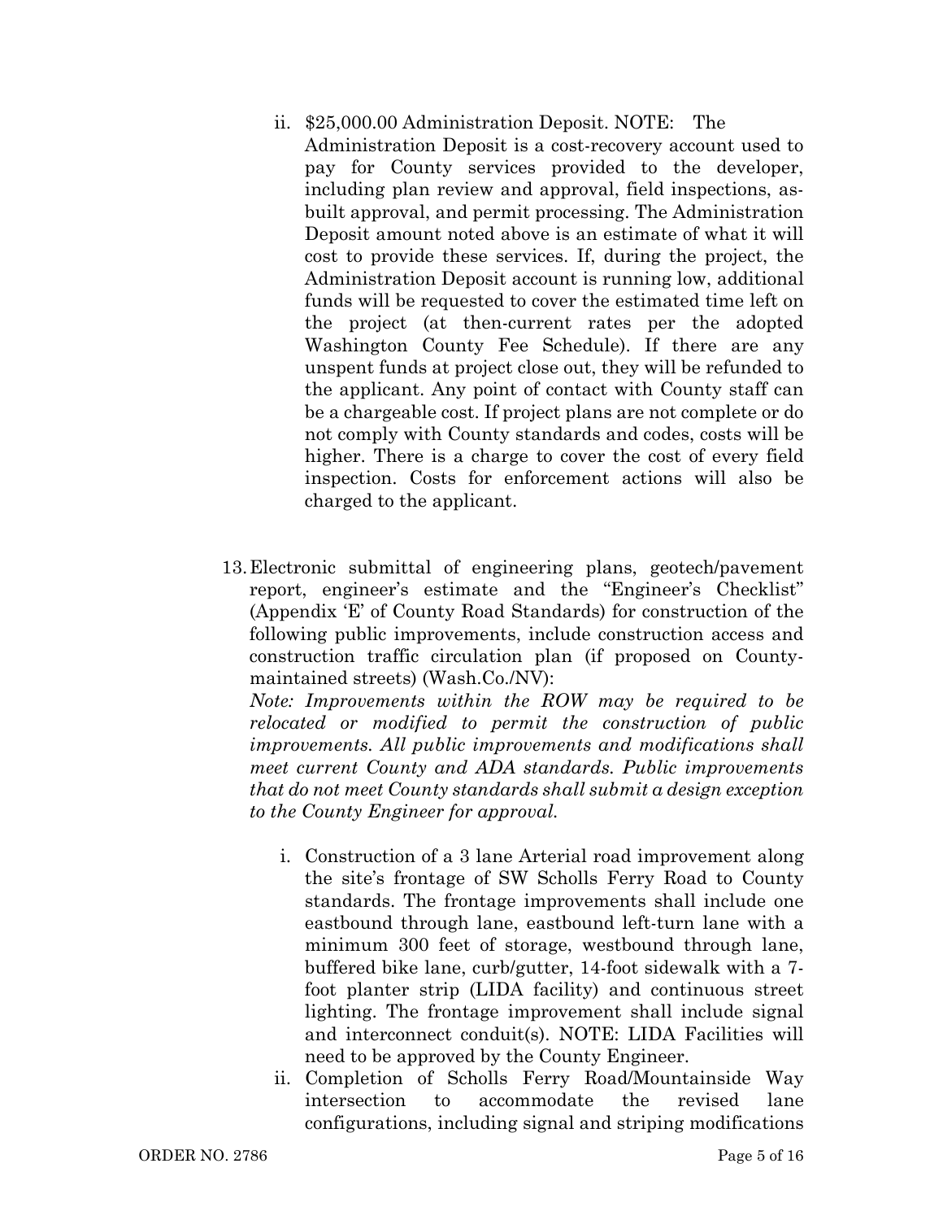ii. $25,000.00 Administration Deposit. NOTE: The Administration Deposit is a cost-recovery account used to pay for County services provided to the developer, including plan review and approval, field inspections, as-built approval, and permit processing. The Administration Deposit amount noted above is an estimate of what it will cost to provide these services. If, during the project, the Administration Deposit account is running low, additional funds will be requested to cover the estimated time left on the project (at then-current rates per the adopted Washington County Fee Schedule). If there are any unspent funds at project close out, they will be refunded to the applicant. Any point of contact with County staff can be a chargeable cost. If project plans are not complete or do not comply with County standards and codes, costs will be higher. There is a charge to cover the cost of every field inspection. Costs for enforcement actions will also be charged to the applicant.

13. Electronic submittal of engineering plans, geotech/pavement report, engineer's estimate and the "Engineer's Checklist" (Appendix 'E' of County Road Standards) for construction of the following public improvements, include construction access and construction traffic circulation plan (if proposed on County-maintained streets) (Wash.Co./NV):

*Note: Improvements within the ROW may be required to be relocated or modified to permit the construction of public improvements. All public improvements and modifications shall meet current County and ADA standards. Public improvements that do not meet County standards shall submit a design exception to the County Engineer for approval.*

i. Construction of a 3 lane Arterial road improvement along the site's frontage of SW Scholls Ferry Road to County standards. The frontage improvements shall include one eastbound through lane, eastbound left-turn lane with a minimum 300 feet of storage, westbound through lane, buffered bike lane, curb/gutter, 14-foot sidewalk with a 7-foot planter strip (LIDA facility) and continuous street lighting. The frontage improvement shall include signal and interconnect conduit(s). NOTE: LIDA Facilities will need to be approved by the County Engineer.

ii. Completion of Scholls Ferry Road/Mountainside Way intersection to accommodate the revised lane configurations, including signal and striping modifications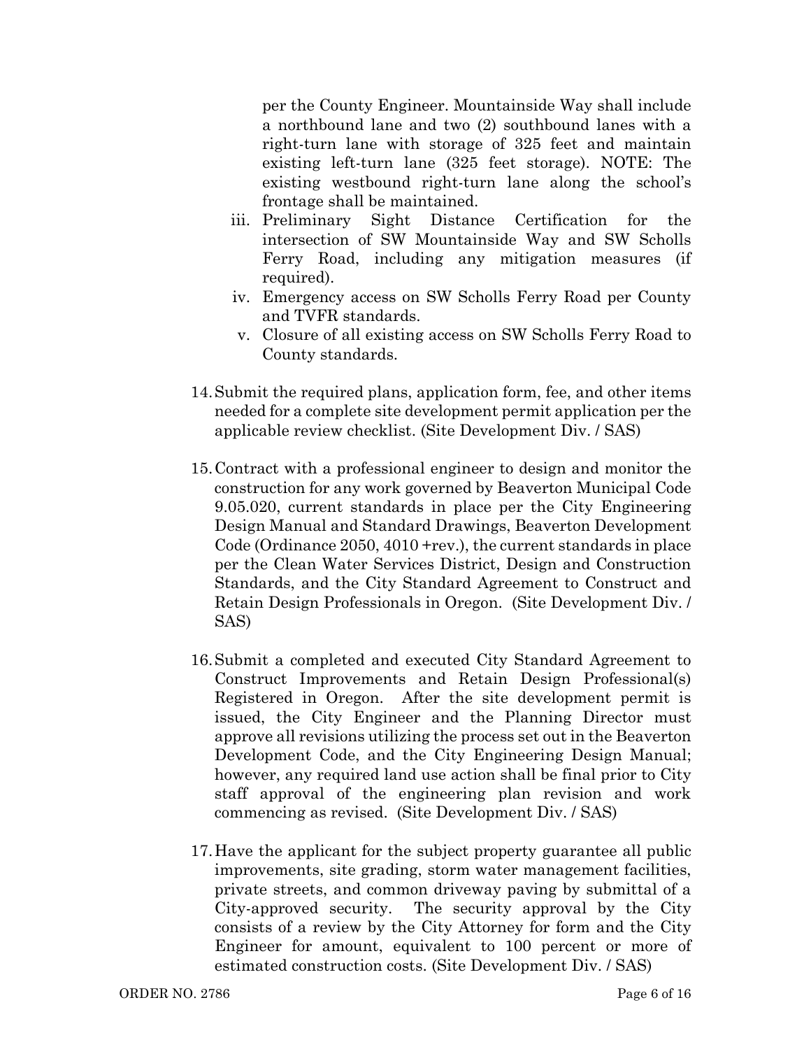per the County Engineer. Mountainside Way shall include a northbound lane and two (2) southbound lanes with a right-turn lane with storage of 325 feet and maintain existing left-turn lane (325 feet storage). NOTE: The existing westbound right-turn lane along the school's frontage shall be maintained.

iii. Preliminary Sight Distance Certification for the intersection of SW Mountainside Way and SW Scholls Ferry Road, including any mitigation measures (if required).

iv. Emergency access on SW Scholls Ferry Road per County and TVFR standards.

v. Closure of all existing access on SW Scholls Ferry Road to County standards.

14. Submit the required plans, application form, fee, and other items needed for a complete site development permit application per the applicable review checklist. (Site Development Div. / SAS)

15. Contract with a professional engineer to design and monitor the construction for any work governed by Beaverton Municipal Code 9.05.020, current standards in place per the City Engineering Design Manual and Standard Drawings, Beaverton Development Code (Ordinance 2050, 4010 +rev.), the current standards in place per the Clean Water Services District, Design and Construction Standards, and the City Standard Agreement to Construct and Retain Design Professionals in Oregon. (Site Development Div. / SAS)

16. Submit a completed and executed City Standard Agreement to Construct Improvements and Retain Design Professional(s) Registered in Oregon. After the site development permit is issued, the City Engineer and the Planning Director must approve all revisions utilizing the process set out in the Beaverton Development Code, and the City Engineering Design Manual; however, any required land use action shall be final prior to City staff approval of the engineering plan revision and work commencing as revised. (Site Development Div. / SAS)

17. Have the applicant for the subject property guarantee all public improvements, site grading, storm water management facilities, private streets, and common driveway paving by submittal of a City-approved security. The security approval by the City consists of a review by the City Attorney for form and the City Engineer for amount, equivalent to 100 percent or more of estimated construction costs. (Site Development Div. / SAS)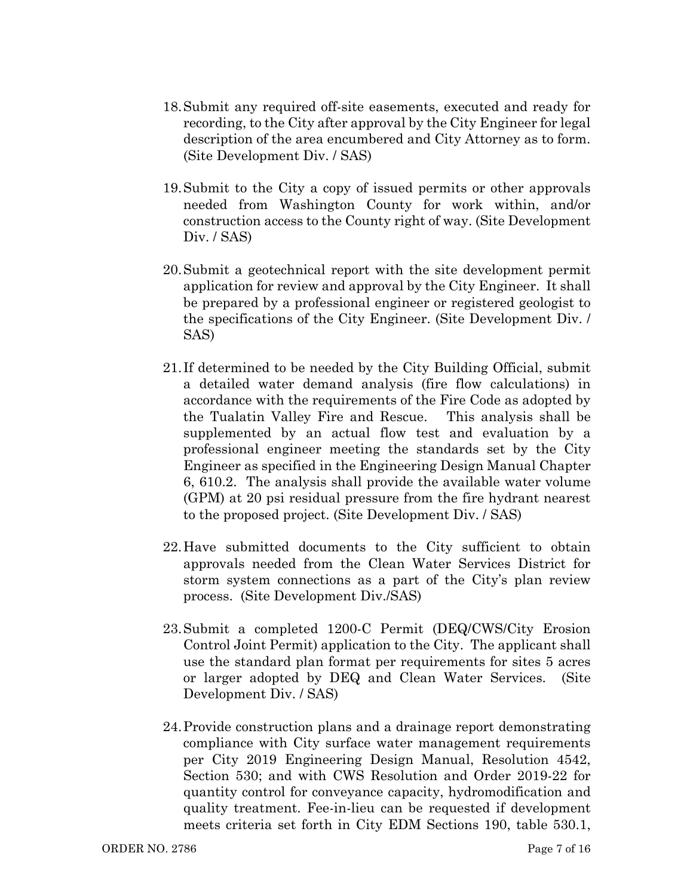18. Submit any required off-site easements, executed and ready for recording, to the City after approval by the City Engineer for legal description of the area encumbered and City Attorney as to form. (Site Development Div. / SAS)

19. Submit to the City a copy of issued permits or other approvals needed from Washington County for work within, and/or construction access to the County right of way. (Site Development Div. / SAS)

20. Submit a geotechnical report with the site development permit application for review and approval by the City Engineer. It shall be prepared by a professional engineer or registered geologist to the specifications of the City Engineer. (Site Development Div. / SAS)

21. If determined to be needed by the City Building Official, submit a detailed water demand analysis (fire flow calculations) in accordance with the requirements of the Fire Code as adopted by the Tualatin Valley Fire and Rescue. This analysis shall be supplemented by an actual flow test and evaluation by a professional engineer meeting the standards set by the City Engineer as specified in the Engineering Design Manual Chapter 6, 610.2. The analysis shall provide the available water volume (GPM) at 20 psi residual pressure from the fire hydrant nearest to the proposed project. (Site Development Div. / SAS)

22. Have submitted documents to the City sufficient to obtain approvals needed from the Clean Water Services District for storm system connections as a part of the City's plan review process. (Site Development Div./SAS)

23. Submit a completed 1200-C Permit (DEQ/CWS/City Erosion Control Joint Permit) application to the City. The applicant shall use the standard plan format per requirements for sites 5 acres or larger adopted by DEQ and Clean Water Services. (Site Development Div. / SAS)

24. Provide construction plans and a drainage report demonstrating compliance with City surface water management requirements per City 2019 Engineering Design Manual, Resolution 4542, Section 530; and with CWS Resolution and Order 2019-22 for quantity control for conveyance capacity, hydromodification and quality treatment. Fee-in-lieu can be requested if development meets criteria set forth in City EDM Sections 190, table 530.1,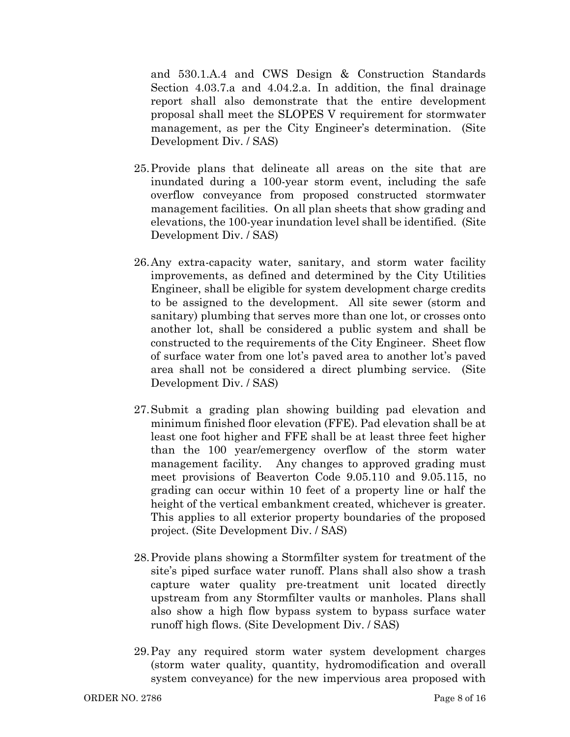and 530.1.A.4 and CWS Design & Construction Standards Section 4.03.7.a and 4.04.2.a. In addition, the final drainage report shall also demonstrate that the entire development proposal shall meet the SLOPES V requirement for stormwater management, as per the City Engineer's determination. (Site Development Div. / SAS)

25. Provide plans that delineate all areas on the site that are inundated during a 100-year storm event, including the safe overflow conveyance from proposed constructed stormwater management facilities. On all plan sheets that show grading and elevations, the 100-year inundation level shall be identified. (Site Development Div. / SAS)

26. Any extra-capacity water, sanitary, and storm water facility improvements, as defined and determined by the City Utilities Engineer, shall be eligible for system development charge credits to be assigned to the development. All site sewer (storm and sanitary) plumbing that serves more than one lot, or crosses onto another lot, shall be considered a public system and shall be constructed to the requirements of the City Engineer. Sheet flow of surface water from one lot's paved area to another lot's paved area shall not be considered a direct plumbing service. (Site Development Div. / SAS)

27. Submit a grading plan showing building pad elevation and minimum finished floor elevation (FFE). Pad elevation shall be at least one foot higher and FFE shall be at least three feet higher than the 100 year/emergency overflow of the storm water management facility. Any changes to approved grading must meet provisions of Beaverton Code 9.05.110 and 9.05.115, no grading can occur within 10 feet of a property line or half the height of the vertical embankment created, whichever is greater. This applies to all exterior property boundaries of the proposed project. (Site Development Div. / SAS)

28. Provide plans showing a Stormfilter system for treatment of the site's piped surface water runoff. Plans shall also show a trash capture water quality pre-treatment unit located directly upstream from any Stormfilter vaults or manholes. Plans shall also show a high flow bypass system to bypass surface water runoff high flows. (Site Development Div. / SAS)

29. Pay any required storm water system development charges (storm water quality, quantity, hydromodification and overall system conveyance) for the new impervious area proposed with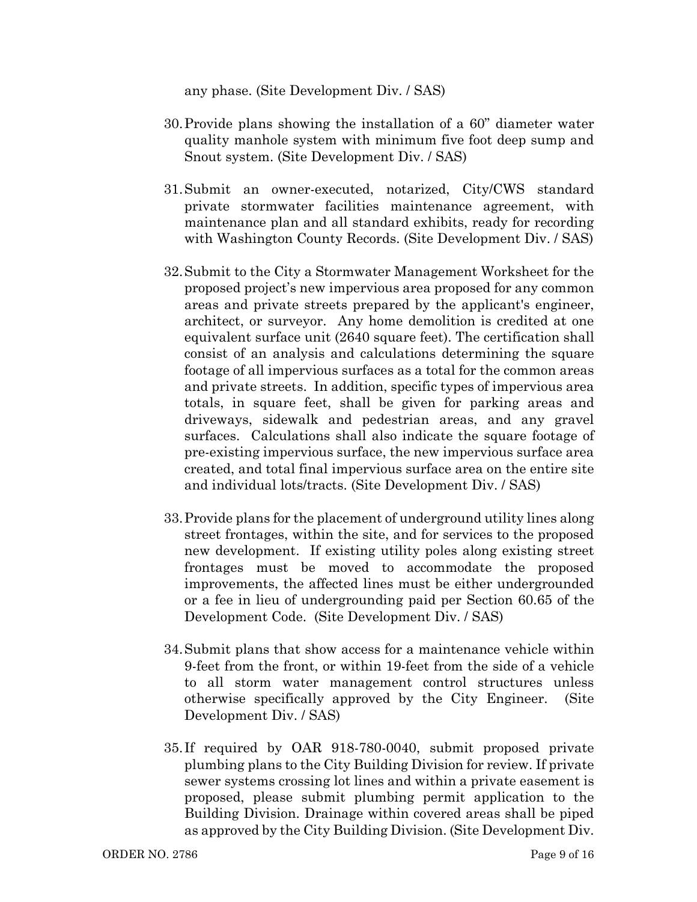any phase. (Site Development Div. / SAS)

30. Provide plans showing the installation of a 60" diameter water quality manhole system with minimum five foot deep sump and Snout system. (Site Development Div. / SAS)

31. Submit an owner-executed, notarized, City/CWS standard private stormwater facilities maintenance agreement, with maintenance plan and all standard exhibits, ready for recording with Washington County Records. (Site Development Div. / SAS)

32. Submit to the City a Stormwater Management Worksheet for the proposed project's new impervious area proposed for any common areas and private streets prepared by the applicant's engineer, architect, or surveyor. Any home demolition is credited at one equivalent surface unit (2640 square feet). The certification shall consist of an analysis and calculations determining the square footage of all impervious surfaces as a total for the common areas and private streets. In addition, specific types of impervious area totals, in square feet, shall be given for parking areas and driveways, sidewalk and pedestrian areas, and any gravel surfaces. Calculations shall also indicate the square footage of pre-existing impervious surface, the new impervious surface area created, and total final impervious surface area on the entire site and individual lots/tracts. (Site Development Div. / SAS)

33. Provide plans for the placement of underground utility lines along street frontages, within the site, and for services to the proposed new development. If existing utility poles along existing street frontages must be moved to accommodate the proposed improvements, the affected lines must be either undergrounded or a fee in lieu of undergrounding paid per Section 60.65 of the Development Code. (Site Development Div. / SAS)

34. Submit plans that show access for a maintenance vehicle within 9-feet from the front, or within 19-feet from the side of a vehicle to all storm water management control structures unless otherwise specifically approved by the City Engineer. (Site Development Div. / SAS)

35. If required by OAR 918-780-0040, submit proposed private plumbing plans to the City Building Division for review. If private sewer systems crossing lot lines and within a private easement is proposed, please submit plumbing permit application to the Building Division. Drainage within covered areas shall be piped as approved by the City Building Division. (Site Development Div.

ORDER NO. 2786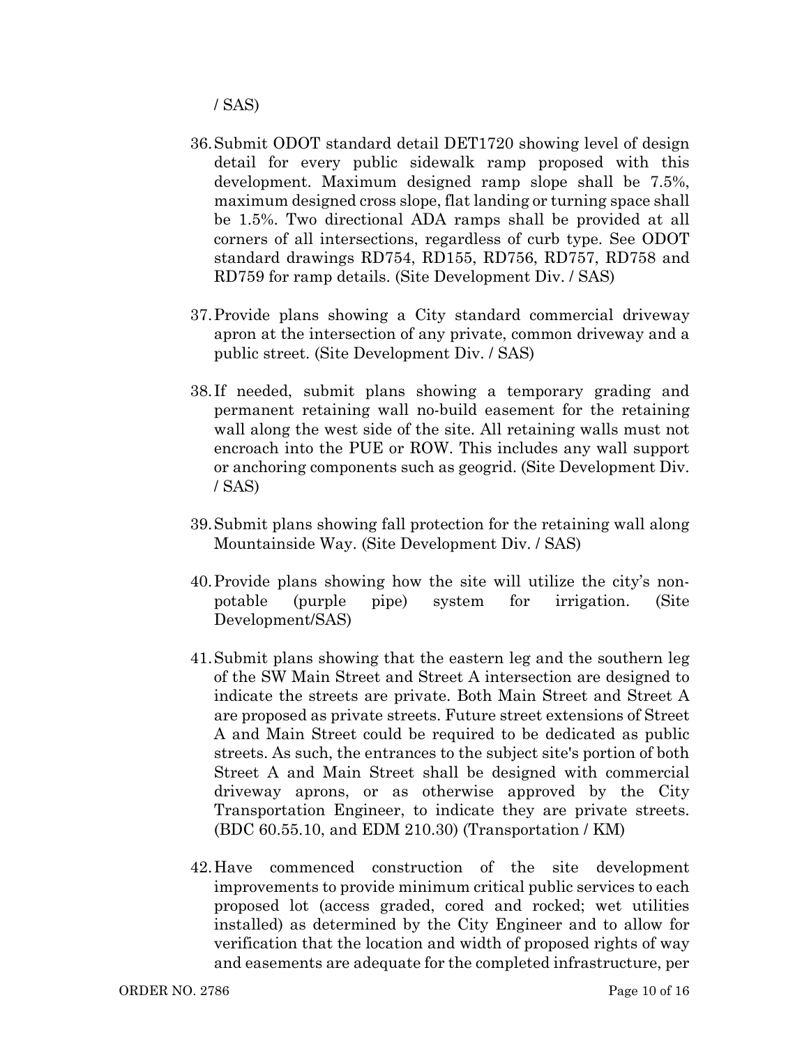/ SAS)

36. Submit ODOT standard detail DET1720 showing level of design detail for every public sidewalk ramp proposed with this development. Maximum designed ramp slope shall be 7.5%, maximum designed cross slope, flat landing or turning space shall be 1.5%. Two directional ADA ramps shall be provided at all corners of all intersections, regardless of curb type. See ODOT standard drawings RD754, RD155, RD756, RD757, RD758 and RD759 for ramp details. (Site Development Div. / SAS)

37. Provide plans showing a City standard commercial driveway apron at the intersection of any private, common driveway and a public street. (Site Development Div. / SAS)

38. If needed, submit plans showing a temporary grading and permanent retaining wall no-build easement for the retaining wall along the west side of the site. All retaining walls must not encroach into the PUE or ROW. This includes any wall support or anchoring components such as geogrid. (Site Development Div. / SAS)

39. Submit plans showing fall protection for the retaining wall along Mountainside Way. (Site Development Div. / SAS)

40. Provide plans showing how the site will utilize the city's non-potable (purple pipe) system for irrigation. (Site Development/SAS)

41. Submit plans showing that the eastern leg and the southern leg of the SW Main Street and Street A intersection are designed to indicate the streets are private. Both Main Street and Street A are proposed as private streets. Future street extensions of Street A and Main Street could be required to be dedicated as public streets. As such, the entrances to the subject site's portion of both Street A and Main Street shall be designed with commercial driveway aprons, or as otherwise approved by the City Transportation Engineer, to indicate they are private streets. (BDC 60.55.10, and EDM 210.30) (Transportation / KM)

42. Have commenced construction of the site development improvements to provide minimum critical public services to each proposed lot (access graded, cored and rocked; wet utilities installed) as determined by the City Engineer and to allow for verification that the location and width of proposed rights of way and easements are adequate for the completed infrastructure, per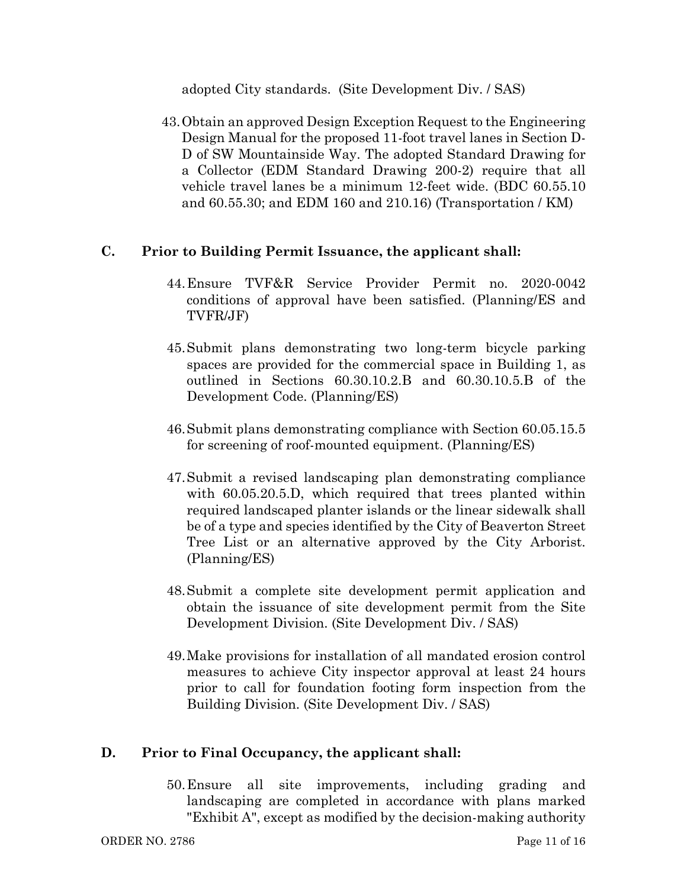adopted City standards. (Site Development Div. / SAS)

43. Obtain an approved Design Exception Request to the Engineering Design Manual for the proposed 11-foot travel lanes in Section D-D of SW Mountainside Way. The adopted Standard Drawing for a Collector (EDM Standard Drawing 200-2) require that all vehicle travel lanes be a minimum 12-feet wide. (BDC 60.55.10 and 60.55.30; and EDM 160 and 210.16) (Transportation / KM)

## C. Prior to Building Permit Issuance, the applicant shall:

44. Ensure TVF&R Service Provider Permit no. 2020-0042 conditions of approval have been satisfied. (Planning/ES and TVFR/JF)

45. Submit plans demonstrating two long-term bicycle parking spaces are provided for the commercial space in Building 1, as outlined in Sections 60.30.10.2.B and 60.30.10.5.B of the Development Code. (Planning/ES)

46. Submit plans demonstrating compliance with Section 60.05.15.5 for screening of roof-mounted equipment. (Planning/ES)

47. Submit a revised landscaping plan demonstrating compliance with 60.05.20.5.D, which required that trees planted within required landscaped planter islands or the linear sidewalk shall be of a type and species identified by the City of Beaverton Street Tree List or an alternative approved by the City Arborist. (Planning/ES)

48. Submit a complete site development permit application and obtain the issuance of site development permit from the Site Development Division. (Site Development Div. / SAS)

49. Make provisions for installation of all mandated erosion control measures to achieve City inspector approval at least 24 hours prior to call for foundation footing form inspection from the Building Division. (Site Development Div. / SAS)

## D. Prior to Final Occupancy, the applicant shall:

50. Ensure all site improvements, including grading and landscaping are completed in accordance with plans marked "Exhibit A", except as modified by the decision-making authority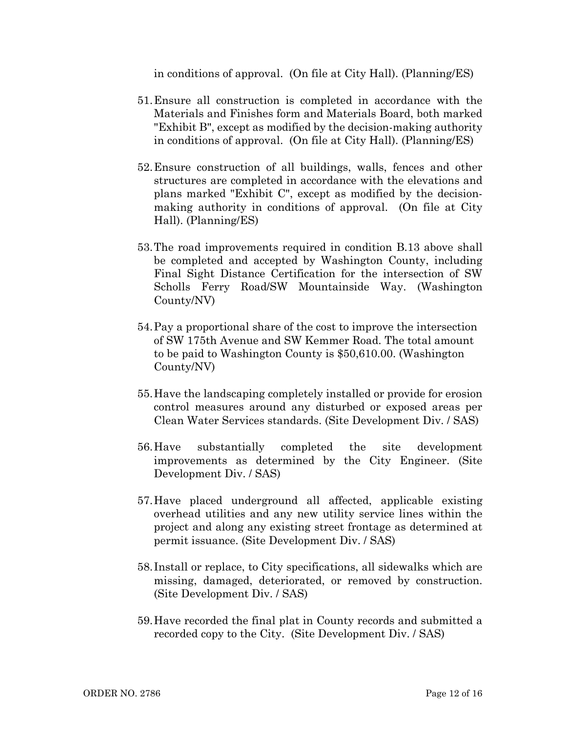in conditions of approval. (On file at City Hall). (Planning/ES)

51. Ensure all construction is completed in accordance with the Materials and Finishes form and Materials Board, both marked "Exhibit B", except as modified by the decision-making authority in conditions of approval. (On file at City Hall). (Planning/ES)

52. Ensure construction of all buildings, walls, fences and other structures are completed in accordance with the elevations and plans marked "Exhibit C", except as modified by the decision-making authority in conditions of approval. (On file at City Hall). (Planning/ES)

53. The road improvements required in condition B.13 above shall be completed and accepted by Washington County, including Final Sight Distance Certification for the intersection of SW Scholls Ferry Road/SW Mountainside Way. (Washington County/NV)

54. Pay a proportional share of the cost to improve the intersection of SW 175th Avenue and SW Kemmer Road. The total amount to be paid to Washington County is $50,610.00. (Washington County/NV)

55. Have the landscaping completely installed or provide for erosion control measures around any disturbed or exposed areas per Clean Water Services standards. (Site Development Div. / SAS)

56. Have substantially completed the site development improvements as determined by the City Engineer. (Site Development Div. / SAS)

57. Have placed underground all affected, applicable existing overhead utilities and any new utility service lines within the project and along any existing street frontage as determined at permit issuance. (Site Development Div. / SAS)

58. Install or replace, to City specifications, all sidewalks which are missing, damaged, deteriorated, or removed by construction. (Site Development Div. / SAS)

59. Have recorded the final plat in County records and submitted a recorded copy to the City. (Site Development Div. / SAS)

ORDER NO. 2786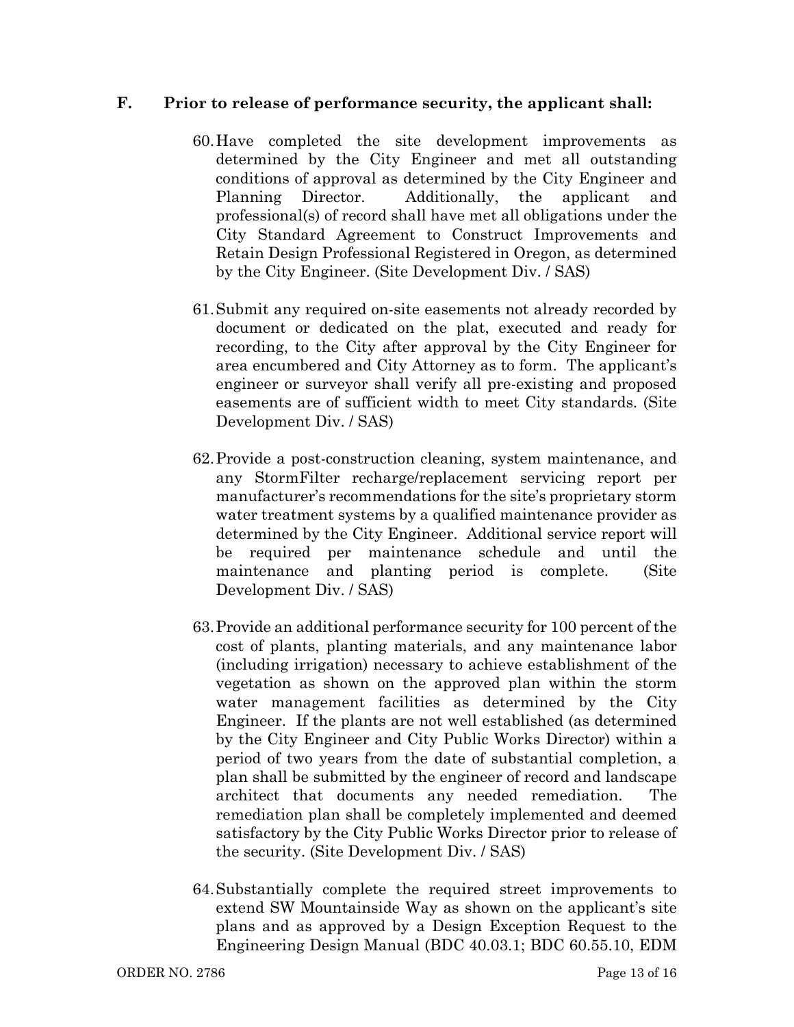## F. Prior to release of performance security, the applicant shall:

60. Have completed the site development improvements as determined by the City Engineer and met all outstanding conditions of approval as determined by the City Engineer and Planning Director. Additionally, the applicant and professional(s) of record shall have met all obligations under the City Standard Agreement to Construct Improvements and Retain Design Professional Registered in Oregon, as determined by the City Engineer. (Site Development Div. / SAS)

61. Submit any required on-site easements not already recorded by document or dedicated on the plat, executed and ready for recording, to the City after approval by the City Engineer for area encumbered and City Attorney as to form. The applicant's engineer or surveyor shall verify all pre-existing and proposed easements are of sufficient width to meet City standards. (Site Development Div. / SAS)

62. Provide a post-construction cleaning, system maintenance, and any StormFilter recharge/replacement servicing report per manufacturer's recommendations for the site's proprietary storm water treatment systems by a qualified maintenance provider as determined by the City Engineer. Additional service report will be required per maintenance schedule and until the maintenance and planting period is complete. (Site Development Div. / SAS)

63. Provide an additional performance security for 100 percent of the cost of plants, planting materials, and any maintenance labor (including irrigation) necessary to achieve establishment of the vegetation as shown on the approved plan within the storm water management facilities as determined by the City Engineer. If the plants are not well established (as determined by the City Engineer and City Public Works Director) within a period of two years from the date of substantial completion, a plan shall be submitted by the engineer of record and landscape architect that documents any needed remediation. The remediation plan shall be completely implemented and deemed satisfactory by the City Public Works Director prior to release of the security. (Site Development Div. / SAS)

64. Substantially complete the required street improvements to extend SW Mountainside Way as shown on the applicant's site plans and as approved by a Design Exception Request to the Engineering Design Manual (BDC 40.03.1; BDC 60.55.10, EDM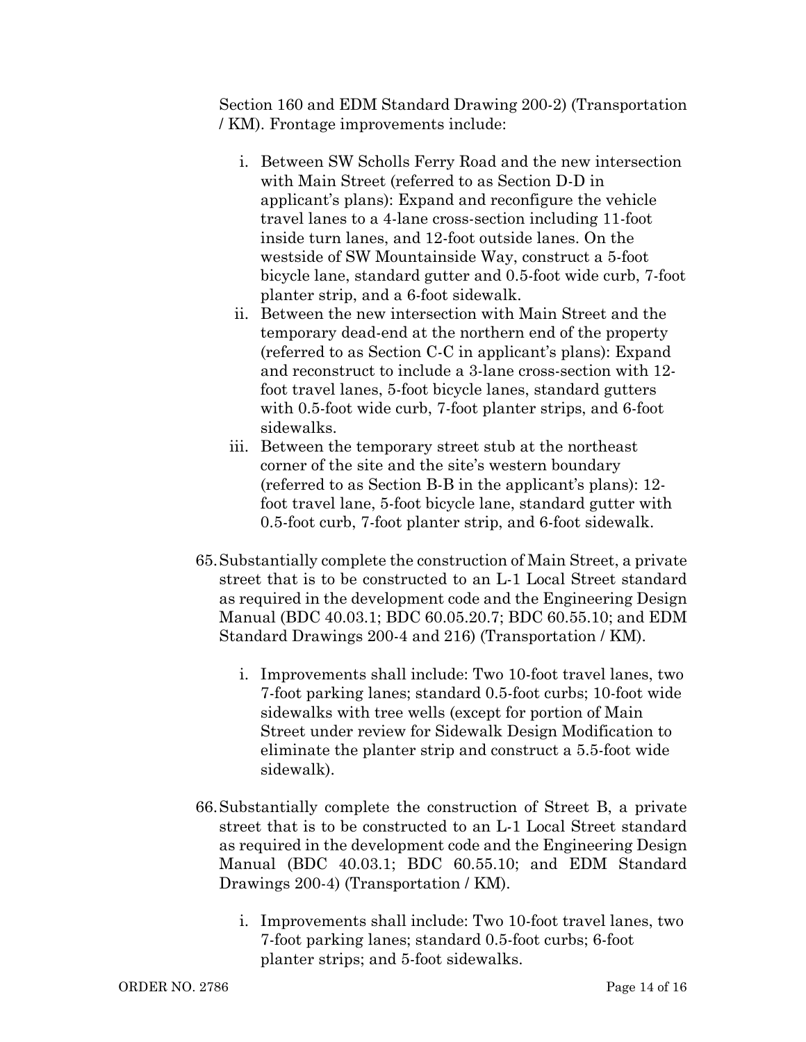Section 160 and EDM Standard Drawing 200-2) (Transportation / KM). Frontage improvements include:

   i. Between SW Scholls Ferry Road and the new intersection with Main Street (referred to as Section D-D in applicant's plans): Expand and reconfigure the vehicle travel lanes to a 4-lane cross-section including 11-foot inside turn lanes, and 12-foot outside lanes. On the westside of SW Mountainside Way, construct a 5-foot bicycle lane, standard gutter and 0.5-foot wide curb, 7-foot planter strip, and a 6-foot sidewalk.
   ii. Between the new intersection with Main Street and the temporary dead-end at the northern end of the property (referred to as Section C-C in applicant's plans): Expand and reconstruct to include a 3-lane cross-section with 12-foot travel lanes, 5-foot bicycle lanes, standard gutters with 0.5-foot wide curb, 7-foot planter strips, and 6-foot sidewalks.
   iii. Between the temporary street stub at the northeast corner of the site and the site's western boundary (referred to as Section B-B in the applicant's plans): 12-foot travel lane, 5-foot bicycle lane, standard gutter with 0.5-foot curb, 7-foot planter strip, and 6-foot sidewalk.

65. Substantially complete the construction of Main Street, a private street that is to be constructed to an L-1 Local Street standard as required in the development code and the Engineering Design Manual (BDC 40.03.1; BDC 60.05.20.7; BDC 60.55.10; and EDM Standard Drawings 200-4 and 216) (Transportation / KM).

   i. Improvements shall include: Two 10-foot travel lanes, two 7-foot parking lanes; standard 0.5-foot curbs; 10-foot wide sidewalks with tree wells (except for portion of Main Street under review for Sidewalk Design Modification to eliminate the planter strip and construct a 5.5-foot wide sidewalk).

66. Substantially complete the construction of Street B, a private street that is to be constructed to an L-1 Local Street standard as required in the development code and the Engineering Design Manual (BDC 40.03.1; BDC 60.55.10; and EDM Standard Drawings 200-4) (Transportation / KM).

   i. Improvements shall include: Two 10-foot travel lanes, two 7-foot parking lanes; standard 0.5-foot curbs; 6-foot planter strips; and 5-foot sidewalks.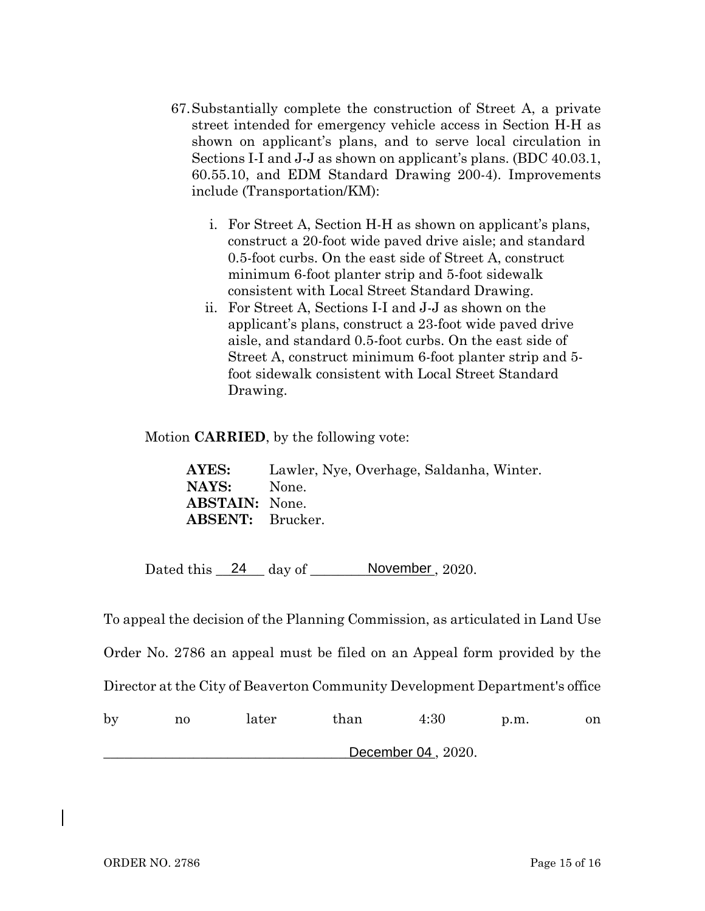67. Substantially complete the construction of Street A, a private street intended for emergency vehicle access in Section H-H as shown on applicant's plans, and to serve local circulation in Sections I-I and J-J as shown on applicant's plans. (BDC 40.03.1, 60.55.10, and EDM Standard Drawing 200-4). Improvements include (Transportation/KM):

    i. For Street A, Section H-H as shown on applicant's plans, construct a 20-foot wide paved drive aisle; and standard 0.5-foot curbs. On the east side of Street A, construct minimum 6-foot planter strip and 5-foot sidewalk consistent with Local Street Standard Drawing.

    ii. For Street A, Sections I-I and J-J as shown on the applicant's plans, construct a 23-foot wide paved drive aisle, and standard 0.5-foot curbs. On the east side of Street A, construct minimum 6-foot planter strip and 5-foot sidewalk consistent with Local Street Standard Drawing.

Motion **CARRIED**, by the following vote:

**AYES:** Lawler, Nye, Overhage, Saldanha, Winter.
**NAYS:** None.
**ABSTAIN:** None.
**ABSENT:** Brucker.

Dated this 24 day of November, 2020.

To appeal the decision of the Planning Commission, as articulated in Land Use Order No. 2786 an appeal must be filed on an Appeal form provided by the Director at the City of Beaverton Community Development Department's office by no later than 4:30 p.m. on December 04, 2020.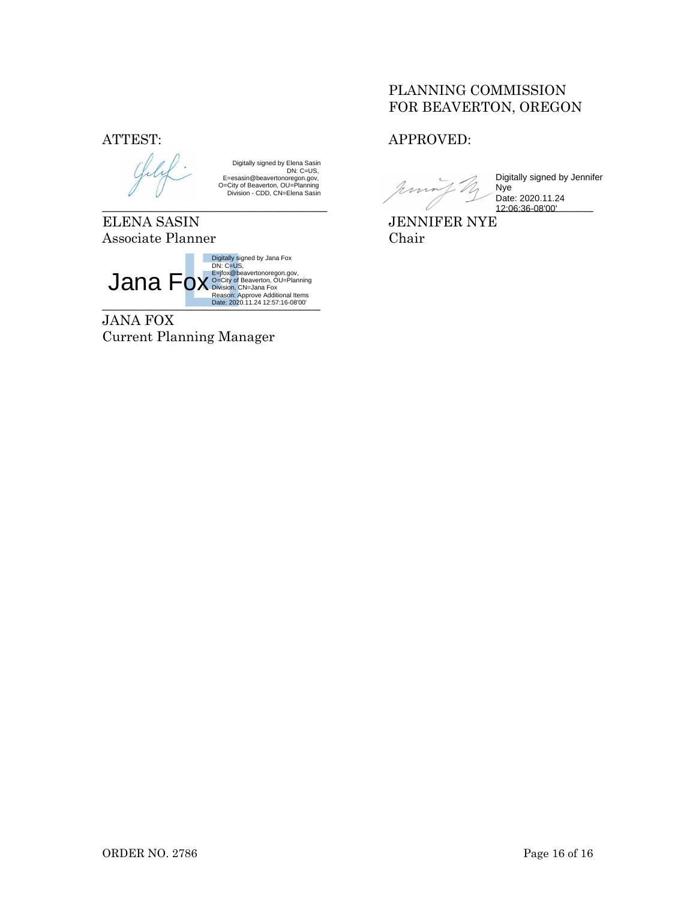PLANNING COMMISSION
FOR BEAVERTON, OREGON

ATTEST:

Digitally signed by Elena Sasin
DN: C=US,
E=esasin@beavertonoregon.gov,
O=City of Beaverton, OU=Planning
Division - CDD, CN=Elena Sasin

ELENA SASIN
Associate Planner

Jana Fox

Digitally signed by Jana Fox
DN: C=US,
E=jfox@beavertonoregon.gov,
O=City of Beaverton, OU=Planning
Division, CN=Jana Fox
Reason: Approve Additional Items
Date: 2020.11.24 12:57:16-08'00'

JANA FOX
Current Planning Manager

APPROVED:

Digitally signed by Jennifer
Nye
Date: 2020.11.24
12:06:36-08'00'

JENNIFER NYE
Chair

ORDER NO. 2786